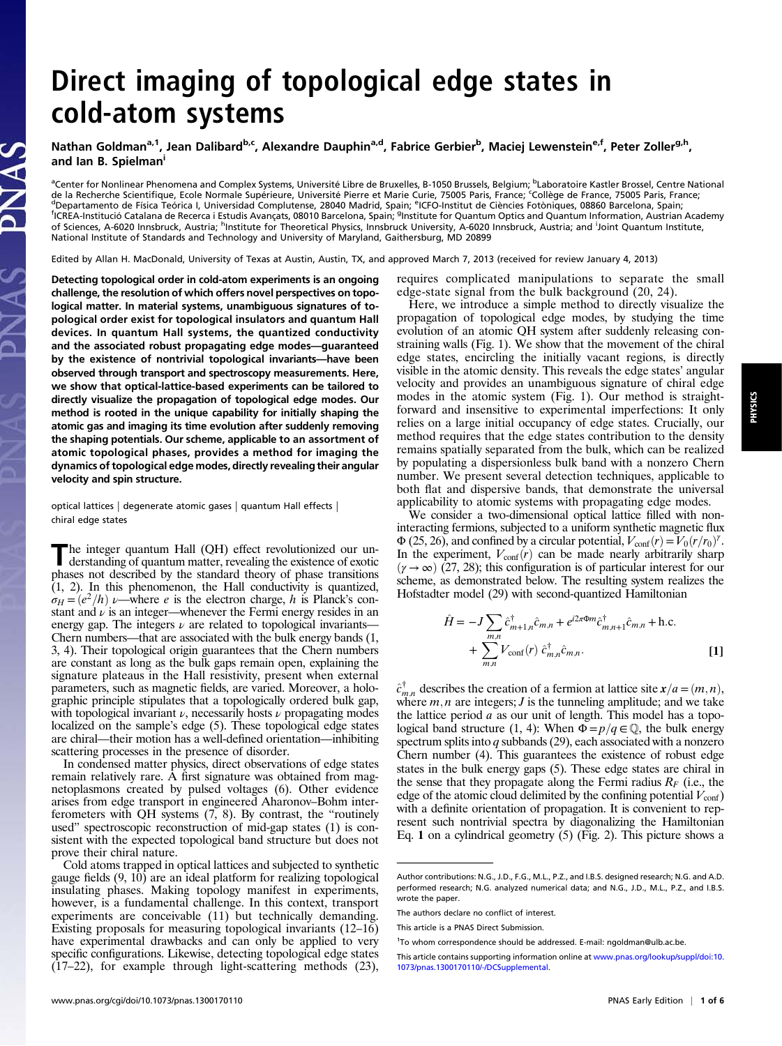# Direct imaging of topological edge states in cold-atom systems

Nathan Goldman[a,1], Jean Dalibard[b,c], Alexandre Dauphin[a,d], Fabrice Gerbier[b], Maciej Lewenstein[e,f], Peter Zoller[g,h], and Ian B. Spielman[i]

[a]Center for Nonlinear Phenomena and Complex Systems, Université Libre de Bruxelles, B-1050 Brussels, Belgium; [b]Laboratoire Kastler Brossel, Centre National de la Recherche Scientifique, Ecole Normale Supérieure, Université Pierre et Marie Curie, 75005 Paris, France; [c]Collège de France, 75005 Paris, France; [d]Departamento de Física Teórica I, Universidad Complutense, 28040 Madrid, Spain; [e]ICFO-Institut de Ciències Fotòniques, 08860 Barcelona, Spain; [f]ICREA-Institució Catalana de Recerca i Estudis Avançats, 08010 Barcelona, Spain; [g]Institute for Quantum Optics and Quantum Information, Austrian Academy of Sciences, A-6020 Innsbruck, Austria; [h]Institute for Theoretical Physics, Innsbruck University, A-6020 Innsbruck, Austria; and [i]Joint Quantum Institute, National Institute of Standards and Technology and University of Maryland, Gaithersburg, MD 20899

Edited by Allan H. MacDonald, University of Texas at Austin, Austin, TX, and approved March 7, 2013 (received for review January 4, 2013)

**Detecting topological order in cold-atom experiments is an ongoing challenge, the resolution of which offers novel perspectives on topological matter. In material systems, unambiguous signatures of topological order exist for topological insulators and quantum Hall devices. In quantum Hall systems, the quantized conductivity and the associated robust propagating edge modes—guaranteed by the existence of nontrivial topological invariants—have been observed through transport and spectroscopy measurements. Here, we show that optical-lattice-based experiments can be tailored to directly visualize the propagation of topological edge modes. Our method is rooted in the unique capability for initially shaping the atomic gas and imaging its time evolution after suddenly removing the shaping potentials. Our scheme, applicable to an assortment of atomic topological phases, provides a method for imaging the dynamics of topological edge modes, directly revealing their angular velocity and spin structure.**

optical lattices | degenerate atomic gases | quantum Hall effects | chiral edge states

The integer quantum Hall (QH) effect revolutionized our understanding of quantum matter, revealing the existence of exotic phases not described by the standard theory of phase transitions (1, 2). In this phenomenon, the Hall conductivity is quantized, $\sigma_H = (e^2/h)\,\nu$—where $e$ is the electron charge, $h$ is Planck's constant and $\nu$ is an integer—whenever the Fermi energy resides in an energy gap. The integers $\nu$ are related to topological invariants—Chern numbers—that are associated with the bulk energy bands (1, 3, 4). Their topological origin guarantees that the Chern numbers are constant as long as the bulk gaps remain open, explaining the signature plateaus in the Hall resistivity, present when external parameters, such as magnetic fields, are varied. Moreover, a holographic principle stipulates that a topologically ordered bulk gap, with topological invariant $\nu$, necessarily hosts $\nu$ propagating modes localized on the sample's edge (5). These topological edge states are chiral—their motion has a well-defined orientation—inhibiting scattering processes in the presence of disorder.

In condensed matter physics, direct observations of edge states remain relatively rare. A first signature was obtained from magnetoplasmons created by pulsed voltages (6). Other evidence arises from edge transport in engineered Aharonov–Bohm interferometers with QH systems (7, 8). By contrast, the "routinely used" spectroscopic reconstruction of mid-gap states (1) is consistent with the expected topological band structure but does not prove their chiral nature.

Cold atoms trapped in optical lattices and subjected to synthetic gauge fields (9, 10) are an ideal platform for realizing topological insulating phases. Making topology manifest in experiments, however, is a fundamental challenge. In this context, transport experiments are conceivable (11) but technically demanding. Existing proposals for measuring topological invariants (12–16) have experimental drawbacks and can only be applied to very specific configurations. Likewise, detecting topological edge states (17–22), for example through light-scattering methods (23), requires complicated manipulations to separate the small edge-state signal from the bulk background (20, 24).

Here, we introduce a simple method to directly visualize the propagation of topological edge modes, by studying the time evolution of an atomic QH system after suddenly releasing constraining walls (Fig. 1). We show that the movement of the chiral edge states, encircling the initially vacant regions, is directly visible in the atomic density. This reveals the edge states' angular velocity and provides an unambiguous signature of chiral edge modes in the atomic system (Fig. 1). Our method is straightforward and insensitive to experimental imperfections: It only relies on a large initial occupancy of edge states. Crucially, our method requires that the edge states contribution to the density remains spatially separated from the bulk, which can be realized by populating a dispersionless bulk band with a nonzero Chern number. We present several detection techniques, applicable to both flat and dispersive bands, that demonstrate the universal applicability to atomic systems with propagating edge modes.

We consider a two-dimensional optical lattice filled with noninteracting fermions, subjected to a uniform synthetic magnetic flux $\Phi$ (25, 26), and confined by a circular potential, $V_{\text{conf}}(r) = V_0 (r/r_0)^{\gamma}$. In the experiment, $V_{\text{conf}}(r)$ can be made nearly arbitrarily sharp ($\gamma \to \infty$) (27, 28); this configuration is of particular interest for our scheme, as demonstrated below. The resulting system realizes the Hofstadter model (29) with second-quantized Hamiltonian

$$
\hat{H} = -J \sum_{m,n} \hat{c}^{\dagger}_{m+1,n}\hat{c}_{m,n} + e^{i2\pi\Phi m}\hat{c}^{\dagger}_{m,n+1}\hat{c}_{m,n} + \text{h.c.} + \sum_{m,n} V_{\text{conf}}(r)\,\hat{c}^{\dagger}_{m,n}\hat{c}_{m,n}. \quad [1]
$$

$\hat{c}^{\dagger}_{m,n}$ describes the creation of a fermion at lattice site $\boldsymbol{x}/a = (m,n)$, where $m,n$ are integers; $J$ is the tunneling amplitude; and we take the lattice period $a$ as our unit of length. This model has a topological band structure (1, 4): When $\Phi = p/q \in \mathbb{Q}$, the bulk energy spectrum splits into $q$ subbands (29), each associated with a nonzero Chern number (4). This guarantees the existence of robust edge states in the bulk energy gaps (5). These edge states are chiral in the sense that they propagate along the Fermi radius $R_F$ (i.e., the edge of the atomic cloud delimited by the confining potential $V_{\text{conf}}$) with a definite orientation of propagation. It is convenient to represent such nontrivial spectra by diagonalizing the Hamiltonian Eq. **1** on a cylindrical geometry (5) (Fig. 2). This picture shows a

Author contributions: N.G., J.D., F.G., M.L., P.Z., and I.B.S. designed research; N.G. and A.D. performed research; N.G. analyzed numerical data; and N.G., J.D., M.L., P.Z., and I.B.S. wrote the paper.

The authors declare no conflict of interest.

This article is a PNAS Direct Submission.

[1]To whom correspondence should be addressed. E-mail: ngoldman@ulb.ac.be.

This article contains supporting information online at www.pnas.org/lookup/suppl/doi:10.1073/pnas.1300170110/-/DCSupplemental.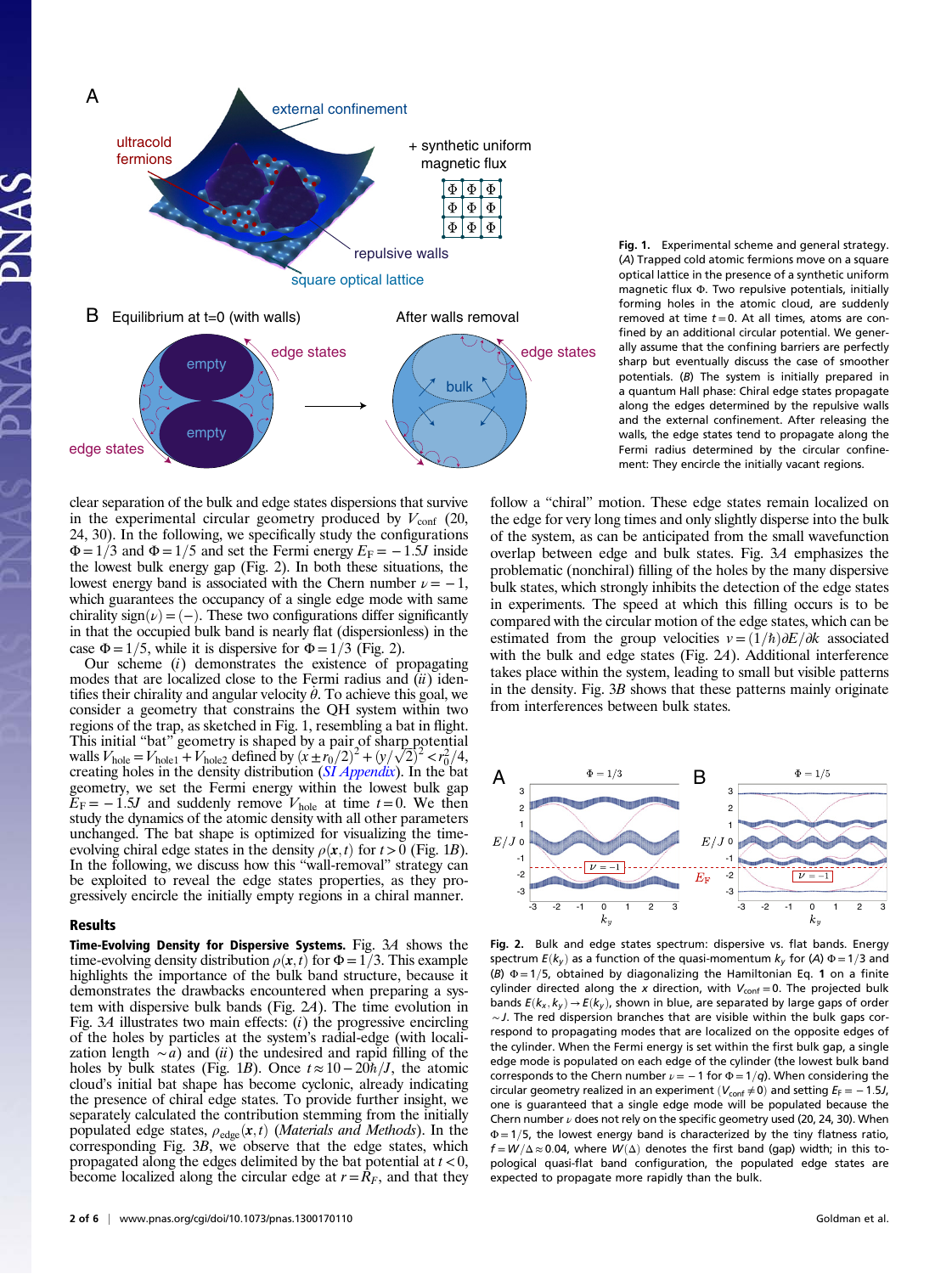A

external confinement

ultracold fermions

+ synthetic uniform magnetic flux

Φ Φ Φ
Φ Φ Φ
Φ Φ Φ

repulsive walls

square optical lattice

B Equilibrium at t=0 (with walls)

After walls removal

empty

empty

edge states

edge states

edge states

bulk

**Fig. 1.** Experimental scheme and general strategy. (*A*) Trapped cold atomic fermions move on a square optical lattice in the presence of a synthetic uniform magnetic flux Φ. Two repulsive potentials, initially forming holes in the atomic cloud, are suddenly removed at time $t=0$. At all times, atoms are confined by an additional circular potential. We generally assume that the confining barriers are perfectly sharp but eventually discuss the case of smoother potentials. (*B*) The system is initially prepared in a quantum Hall phase: Chiral edge states propagate along the edges determined by the repulsive walls and the external confinement. After releasing the walls, the edge states tend to propagate along the Fermi radius determined by the circular confinement: They encircle the initially vacant regions.

clear separation of the bulk and edge states dispersions that survive in the experimental circular geometry produced by $V_{\text{conf}}$ (20, 24, 30). In the following, we specifically study the configurations $\Phi = 1/3$ and $\Phi = 1/5$ and set the Fermi energy $E_F = -1.5J$ inside the lowest bulk energy gap (Fig. 2). In both these situations, the lowest energy band is associated with the Chern number $\nu = -1$, which guarantees the occupancy of a single edge mode with same chirality $\text{sign}(\nu) = (-)$. These two configurations differ significantly in that the occupied bulk band is nearly flat (dispersionless) in the case $\Phi = 1/5$, while it is dispersive for $\Phi = 1/3$ (Fig. 2).

Our scheme (*i*) demonstrates the existence of propagating modes that are localized close to the Fermi radius and (*ii*) identifies their chirality and angular velocity $\dot{\theta}$. To achieve this goal, we consider a geometry that constrains the QH system within two regions of the trap, as sketched in Fig. 1, resembling a bat in flight. This initial "bat" geometry is shaped by a pair of sharp potential walls $V_{\text{hole}} = V_{\text{hole}1} + V_{\text{hole}2}$ defined by $(x \pm r_0/2)^2 + (y/\sqrt{2})^2 < r_0^2/4$, creating holes in the density distribution (*SI Appendix*). In the bat geometry, we set the Fermi energy within the lowest bulk gap $E_F = -1.5J$ and suddenly remove $V_{\text{hole}}$ at time $t=0$. We then study the dynamics of the atomic density with all other parameters unchanged. The bat shape is optimized for visualizing the time-evolving chiral edge states in the density $\rho(\boldsymbol{x}, t)$ for $t > 0$ (Fig. 1*B*). In the following, we discuss how this "wall-removal" strategy can be exploited to reveal the edge states properties, as they progressively encircle the initially empty regions in a chiral manner.

## Results

**Time-Evolving Density for Dispersive Systems.** Fig. 3*A* shows the time-evolving density distribution $\rho(\boldsymbol{x}, t)$ for $\Phi = 1/3$. This example highlights the importance of the bulk band structure, because it demonstrates the drawbacks encountered when preparing a system with dispersive bulk bands (Fig. 2*A*). The time evolution in Fig. 3*A* illustrates two main effects: (*i*) the progressive encircling of the holes by particles at the system's radial-edge (with localization length $\sim a$) and (*ii*) the undesired and rapid filling of the holes by bulk states (Fig. 1*B*). Once $t \approx 10-20\hbar/J$, the atomic cloud's initial bat shape has become cyclonic, already indicating the presence of chiral edge states. To provide further insight, we separately calculated the contribution stemming from the initially populated edge states, $\rho_{\text{edge}}(\boldsymbol{x}, t)$ (*Materials and Methods*). In the corresponding Fig. 3*B*, we observe that the edge states, which propagated along the edges delimited by the bat potential at $t < 0$, become localized along the circular edge at $r = R_F$, and that they follow a "chiral" motion. These edge states remain localized on the edge for very long times and only slightly disperse into the bulk of the system, as can be anticipated from the small wavefunction overlap between edge and bulk states. Fig. 3*A* emphasizes the problematic (nonchiral) filling of the holes by the many dispersive bulk states, which strongly inhibits the detection of the edge states in experiments. The speed at which this filling occurs is to be compared with the circular motion of the edge states, which can be estimated from the group velocities $v = (1/\hbar)\partial E/\partial k$ associated with the bulk and edge states (Fig. 2*A*). Additional interference takes place within the system, leading to small but visible patterns in the density. Fig. 3*B* shows that these patterns mainly originate from interferences between bulk states.

A $\Phi = 1/3$

B $\Phi = 1/5$

$E/J$

$\nu = -1$

$E_F$

$k_y$

**Fig. 2.** Bulk and edge states spectrum: dispersive vs. flat bands. Energy spectrum $E(k_y)$ as a function of the quasi-momentum $k_y$ for (*A*) $\Phi = 1/3$ and (*B*) $\Phi = 1/5$, obtained by diagonalizing the Hamiltonian Eq. **1** on a finite cylinder directed along the $x$ direction, with $V_{\text{conf}} = 0$. The projected bulk bands $E(k_x, k_y) \to E(k_y)$, shown in blue, are separated by large gaps of order $\sim J$. The red dispersion branches that are visible within the bulk gaps correspond to propagating modes that are localized on the opposite edges of the cylinder. When the Fermi energy is set within the first bulk gap, a single edge mode is populated on each edge of the cylinder (the lowest bulk band corresponds to the Chern number $\nu = -1$ for $\Phi = 1/q$). When considering the circular geometry realized in an experiment ($V_{\text{conf}} \neq 0$) and setting $E_F = -1.5J$, one is guaranteed that a single edge mode will be populated because the Chern number $\nu$ does not rely on the specific geometry used (20, 24, 30). When $\Phi = 1/5$, the lowest energy band is characterized by the tiny flatness ratio, $f = W/\Delta \approx 0.04$, where $W(\Delta)$ denotes the first band (gap) width; in this topological quasi-flat band configuration, the populated edge states are expected to propagate more rapidly than the bulk.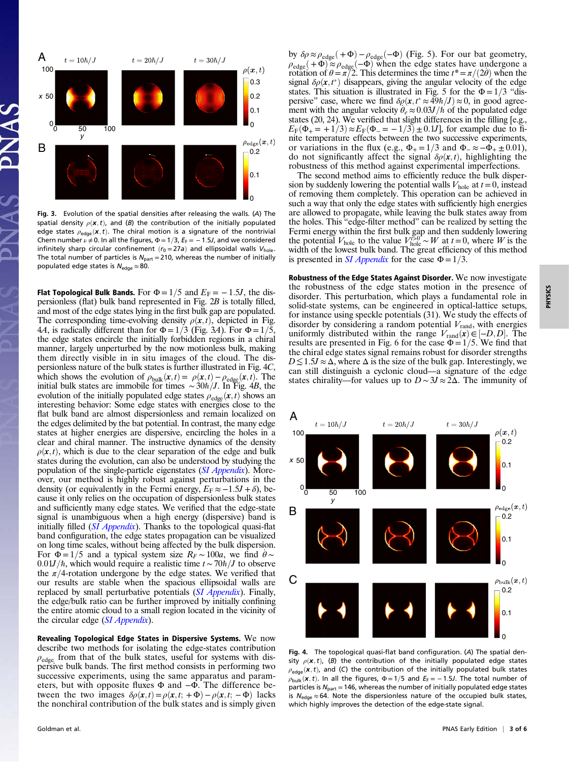Fig. 3. Evolution of the spatial densities after releasing the walls. (*A*) The spatial density $\rho(\boldsymbol{x},t)$, and (*B*) the contribution of the initially populated edge states $\rho_{\text{edge}}(\boldsymbol{x},t)$. The chiral motion is a signature of the nontrivial Chern number $\nu \neq 0$. In all the figures, $\Phi = 1/3$, $E_F = -1.5J$, and we considered infinitely sharp circular confinement ($r_0 = 27a$) and ellipsoidal walls $V_{\text{hole}}$. The total number of particles is $N_{\text{part}} = 210$, whereas the number of initially populated edge states is $N_{\text{edge}} \approx 80$.

**Flat Topological Bulk Bands.** For $\Phi = 1/5$ and $E_F = -1.5J$, the dispersionless (flat) bulk band represented in Fig. 2*B* is totally filled, and most of the edge states lying in the first bulk gap are populated. The corresponding time-evolving density $\rho(\boldsymbol{x},t)$, depicted in Fig. 4*A*, is radically different than for $\Phi = 1/3$ (Fig. 3*A*). For $\Phi = 1/5$, the edge states encircle the initially forbidden regions in a chiral manner, largely unperturbed by the now motionless bulk, making them directly visible in in situ images of the cloud. The dispersionless nature of the bulk states is further illustrated in Fig. 4*C*, which shows the evolution of $\rho_{\text{bulk}}(\boldsymbol{x},t) = \rho(\boldsymbol{x},t) - \rho_{\text{edge}}(\boldsymbol{x},t)$. The initial bulk states are immobile for times $\sim 30\hbar/J$. In Fig. 4*B*, the evolution of the initially populated edge states $\rho_{\text{edge}}(\boldsymbol{x},t)$ shows an interesting behavior: Some edge states with energies close to the flat bulk band are almost dispersionless and remain localized on the edges delimited by the bat potential. In contrast, the many edge states at higher energies are dispersive, encircling the holes in a clear and chiral manner. The instructive dynamics of the density $\rho(\boldsymbol{x},t)$, which is due to the clear separation of the edge and bulk states during the evolution, can also be understood by studying the population of the single-particle eigenstates (*SI Appendix*). Moreover, our method is highly robust against perturbations in the density (or equivalently in the Fermi energy, $E_F \approx -1.5J + \delta$), because it only relies on the occupation of dispersionless bulk states and sufficiently many edge states. We verified that the edge-state signal is unambiguous when a high energy (dispersive) band is initially filled (*SI Appendix*). Thanks to the topological quasi-flat band configuration, the edge states propagation can be visualized on long time scales, without being affected by the bulk dispersion. For $\Phi = 1/5$ and a typical system size $R_F \sim 100a$, we find $\dot{\theta} \sim 0.01J/\hbar$, which would require a realistic time $t \sim 70\hbar/J$ to observe the $\pi/4$-rotation undergone by the edge states. We verified that our results are stable when the spacious ellipsoidal walls are replaced by small perturbative potentials (*SI Appendix*). Finally, the edge/bulk ratio can be further improved by initially confining the entire atomic cloud to a small region located in the vicinity of the circular edge (*SI Appendix*).

**Revealing Topological Edge States in Dispersive Systems.** We now describe two methods for isolating the edge-states contribution $\rho_{\text{edge}}$ from that of the bulk states, useful for systems with dispersive bulk bands. The first method consists in performing two successive experiments, using the same apparatus and parameters, but with opposite fluxes $\Phi$ and $-\Phi$. The difference between the two images $\delta\rho(\boldsymbol{x},t) = \rho(\boldsymbol{x},t;+\Phi) - \rho(\boldsymbol{x},t;-\Phi)$ lacks the nonchiral contribution of the bulk states and is simply given by $\delta\rho \approx \rho_{\text{edge}}(+\Phi) - \rho_{\text{edge}}(-\Phi)$ (Fig. 5). For our bat geometry, $\rho_{\text{edge}}(+\Phi) \approx \rho_{\text{edge}}(-\Phi)$ when the edge states have undergone a rotation of $\theta = \pi/2$. This determines the time $t^* = \pi/(2\dot{\theta})$ when the signal $\delta\rho(\boldsymbol{x},t^*)$ disappears, giving the angular velocity of the edge states. This situation is illustrated in Fig. 5 for the $\Phi = 1/3$ "dispersive" case, where we find $\delta\rho(\boldsymbol{x},t^* \approx 49\hbar/J) \approx 0$, in good agreement with the angular velocity $\dot{\theta}_e \approx 0.03J/\hbar$ of the populated edge states (20, 24). We verified that slight differences in the filling [e.g., $E_F(\Phi_+ = +1/3) \approx E_F(\Phi_- = -1/3) \pm 0.1J$], for example due to finite temperature effects between the two successive experiments, or variations in the flux (e.g., $\Phi_+ = 1/3$ and $\Phi_- \approx -\Phi_+ \pm 0.01$), do not significantly affect the signal $\delta\rho(\boldsymbol{x},t)$, highlighting the robustness of this method against experimental imperfections.

The second method aims to efficiently reduce the bulk dispersion by suddenly lowering the potential walls $V_{\text{hole}}$ at $t = 0$, instead of removing them completely. This operation can be achieved in such a way that only the edge states with sufficiently high energies are allowed to propagate, while leaving the bulk states away from the holes. This "edge-filter method" can be realized by setting the Fermi energy within the first bulk gap and then suddenly lowering the potential $V_{\text{hole}}$ to the value $V_{\text{hole}}^{t>0} \sim W$ at $t = 0$, where $W$ is the width of the lowest bulk band. The great efficiency of this method is presented in *SI Appendix* for the case $\Phi = 1/3$.

**Robustness of the Edge States Against Disorder.** We now investigate the robustness of the edge states motion in the presence of disorder. This perturbation, which plays a fundamental role in solid-state systems, can be engineered in optical-lattice setups, for instance using speckle potentials (31). We study the effects of disorder by considering a random potential $V_{\text{rand}}$, with energies uniformly distributed within the range $V_{\text{rand}}(\boldsymbol{x}) \in [-D, D]$. The results are presented in Fig. 6 for the case $\Phi = 1/5$. We find that the chiral edge states signal remains robust for disorder strengths $D \lesssim 1.5J \approx \Delta$, where $\Delta$ is the size of the bulk gap. Interestingly, we can still distinguish a cyclonic cloud—a signature of the edge states chirality—for values up to $D \sim 3J \approx 2\Delta$. The immunity of

Fig. 4. The topological quasi-flat band configuration. (*A*) The spatial density $\rho(\boldsymbol{x},t)$, (*B*) the contribution of the initially populated edge states $\rho_{\text{edge}}(\boldsymbol{x},t)$, and (*C*) the contribution of the initially populated bulk states $\rho_{\text{bulk}}(\boldsymbol{x},t)$. In all the figures, $\Phi = 1/5$ and $E_F = -1.5J$. The total number of particles is $N_{\text{part}} = 146$, whereas the number of initially populated edge states is $N_{\text{edge}} \approx 64$. Note the dispersionless nature of the occupied bulk states, which highly improves the detection of the edge-state signal.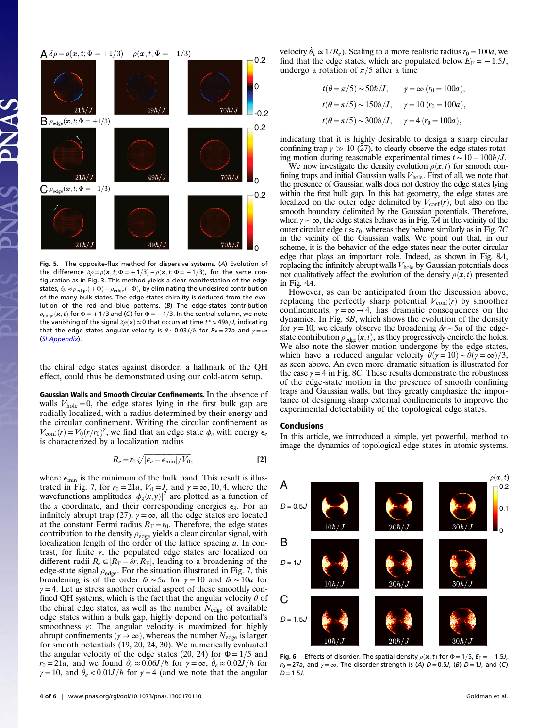A $\delta\rho = \rho(\mathbf{x}, t; \Phi = +1/3) - \rho(\mathbf{x}, t; \Phi = -1/3)$

$21\hbar/J$ $49\hbar/J$ $70\hbar/J$

0.2
0
-0.2

B $\rho_{\text{edge}}(\mathbf{x}, t; \Phi = +1/3)$

$21\hbar/J$ $49\hbar/J$ $70\hbar/J$

0.2
0

C $\rho_{\text{edge}}(\mathbf{x}, t; \Phi = -1/3)$

$21\hbar/J$ $49\hbar/J$ $70\hbar/J$

0.2
0

**Fig. 5.** The opposite-flux method for dispersive systems. (*A*) Evolution of the difference $\delta\rho = \rho(\mathbf{x}, t; \Phi = +1/3) - \rho(\mathbf{x}, t; \Phi = -1/3)$, for the same configuration as in Fig. 3. This method yields a clear manifestation of the edge states, $\delta\rho \approx \rho_{\text{edge}}(+\Phi) - \rho_{\text{edge}}(-\Phi)$, by eliminating the undesired contribution of the many bulk states. The edge states chirality is deduced from the evolution of the red and blue patterns. (*B*) The edge-states contribution $\rho_{\text{edge}}(\mathbf{x}, t)$ for $\Phi = +1/3$ and (*C*) for $\Phi = -1/3$. In the central column, we note the vanishing of the signal $\delta\rho(\mathbf{x}) \approx 0$ that occurs at time $t^* \approx 49\hbar/J$, indicating that the edge states angular velocity is $\dot{\theta} \sim 0.03J/\hbar$ for $R_F = 27a$ and $\gamma = \infty$ (*SI Appendix*).

the chiral edge states against disorder, a hallmark of the QH effect, could thus be demonstrated using our cold-atom setup.

**Gaussian Walls and Smooth Circular Confinements.** In the absence of walls $V_{\text{hole}} = 0$, the edge states lying in the first bulk gap are radially localized, with a radius determined by their energy and the circular confinement. Writing the circular confinement as $V_{\text{conf}}(r) = V_0(r/r_0)^{\gamma}$, we find that an edge state $\phi_e$ with energy $\epsilon_e$ is characterized by a localization radius

$$R_e = r_0 \sqrt[\gamma]{|\epsilon_e - \epsilon_{\min}|/V_0}, \qquad [2]$$

where $\epsilon_{\min}$ is the minimum of the bulk band. This result is illustrated in Fig. 7, for $r_0 = 21a$, $V_0 = J$, and $\gamma = \infty, 10, 4$, where the wavefunctions amplitudes $|\phi_\lambda(x, y)|^2$ are plotted as a function of the $x$ coordinate, and their corresponding energies $\epsilon_\lambda$. For an infinitely abrupt trap (27), $\gamma = \infty$, all the edge states are located at the constant Fermi radius $R_F = r_0$. Therefore, the edge states contribution to the density $\rho_{\text{edge}}$ yields a clear circular signal, with localization length of the order of the lattice spacing $a$. In contrast, for finite $\gamma$, the populated edge states are localized on different radii $R_e \in [R_F - \delta r, R_F]$, leading to a broadening of the edge-state signal $\rho_{\text{edge}}$. For the situation illustrated in Fig. 7, this broadening is of the order $\delta r \sim 5a$ for $\gamma = 10$ and $\delta r \sim 10a$ for $\gamma = 4$. Let us stress another crucial aspect of these smoothly confined QH systems, which is the fact that the angular velocity $\dot{\theta}$ of the chiral edge states, as well as the number $N_{\text{edge}}$ of available edge states within a bulk gap, highly depend on the potential's smoothness $\gamma$: The angular velocity is maximized for highly abrupt confinements ($\gamma \to \infty$), whereas the number $N_{\text{edge}}$ is larger for smooth potentials (19, 20, 24, 30). We numerically evaluated the angular velocity of the edge states (20, 24) for $\Phi = 1/5$ and $r_0 = 21a$, and we found $\dot{\theta}_e \approx 0.06J/\hbar$ for $\gamma = \infty$, $\dot{\theta}_e \approx 0.02J/\hbar$ for $\gamma = 10$, and $\dot{\theta}_e < 0.01J/\hbar$ for $\gamma = 4$ (and we note that the angular velocity $\dot{\theta}_e \propto 1/R_e$). Scaling to a more realistic radius $r_0 = 100a$, we find that the edge states, which are populated below $E_F = -1.5J$, undergo a rotation of $\pi/5$ after a time

$$t(\theta = \pi/5) \sim 50\hbar/J, \qquad \gamma = \infty \ (r_0 = 100a),$$

$$t(\theta = \pi/5) \sim 150\hbar/J, \qquad \gamma = 10 \ (r_0 = 100a),$$

$$t(\theta = \pi/5) \sim 300\hbar/J, \qquad \gamma = 4 \ (r_0 = 100a),$$

indicating that it is highly desirable to design a sharp circular confining trap $\gamma \gg 10$ (27), to clearly observe the edge states rotating motion during reasonable experimental times $t \sim 10 - 100\hbar/J$.

We now investigate the density evolution $\rho(\mathbf{x}, t)$ for smooth confining traps and initial Gaussian walls $V_{\text{hole}}$. First of all, we note that the presence of Gaussian walls does not destroy the edge states lying within the first bulk gap. In this bat geometry, the edge states are localized on the outer edge delimited by $V_{\text{conf}}(r)$, but also on the smooth boundary delimited by the Gaussian potentials. Therefore, when $\gamma \sim \infty$, the edge states behave as in Fig. 7*A* in the vicinity of the outer circular edge $r \approx r_0$, whereas they behave similarly as in Fig. 7*C* in the vicinity of the Gaussian walls. We point out that, in our scheme, it is the behavior of the edge states near the outer circular edge that plays an important role. Indeed, as shown in Fig. 8*A*, replacing the infinitely abrupt walls $V_{\text{hole}}$ by Gaussian potentials does not qualitatively affect the evolution of the density $\rho(\mathbf{x}, t)$ presented in Fig. 4*A*.

However, as can be anticipated from the discussion above, replacing the perfectly sharp potential $V_{\text{conf}}(r)$ by smoother confinements, $\gamma = \infty \to 4$, has dramatic consequences on the dynamics. In Fig. 8*B*, which shows the evolution of the density for $\gamma = 10$, we clearly observe the broadening $\delta r \sim 5a$ of the edge-state contribution $\rho_{\text{edge}}(\mathbf{x}, t)$, as they progressively encircle the holes. We also note the slower motion undergone by the edge states, which have a reduced angular velocity $\dot{\theta}(\gamma = 10) \sim \dot{\theta}(\gamma = \infty)/3$, as seen above. An even more dramatic situation is illustrated for the case $\gamma = 4$ in Fig. 8*C*. These results demonstrate the robustness of the edge-state motion in the presence of smooth confining traps and Gaussian walls, but they greatly emphasize the importance of designing sharp external confinements to improve the experimental detectability of the topological edge states.

## Conclusions

In this article, we introduced a simple, yet powerful, method to image the dynamics of topological edge states in atomic systems.

A $D = 0.5J$
B $D = 1J$
C $D = 1.5J$

$10\hbar/J$ $20\hbar/J$ $30\hbar/J$

$\rho(\mathbf{x}, t)$
0.2
0.1
0

**Fig. 6.** Effects of disorder. The spatial density $\rho(\mathbf{x}, t)$ for $\Phi = 1/5$, $E_F = -1.5J$, $r_0 = 27a$, and $\gamma = \infty$. The disorder strength is (*A*) $D = 0.5J$, (*B*) $D = 1J$, and (*C*) $D = 1.5J$.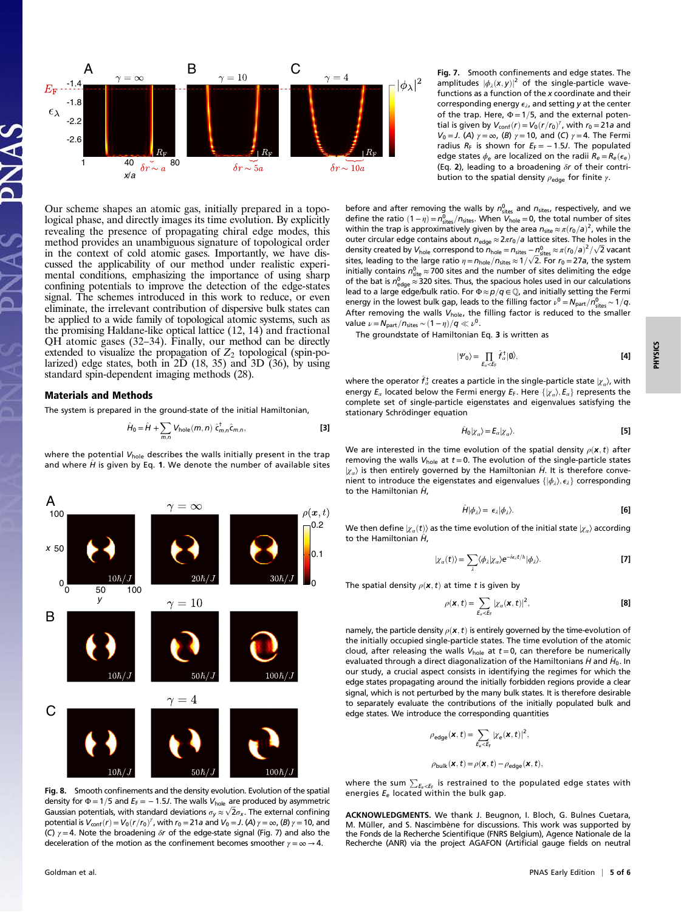A $\gamma=\infty$

B $\gamma=10$

C $\gamma=4$

$E_F$ -1.4

$\epsilon_\lambda$ -1.8

-2.2

-2.6

$R_F$

1 40 80

$x/a$

$\delta r \sim a$

$\delta r \sim 5a$

$\delta r \sim 10a$

$|\phi_\lambda|^2$

**Fig. 7.** Smooth confinements and edge states. The amplitudes $|\phi_\lambda(x,y)|^2$ of the single-particle wavefunctions as a function of the $x$ coordinate and their corresponding energy $\epsilon_\lambda$, and setting $y$ at the center of the trap. Here, $\Phi=1/5$, and the external potential is given by $V_{\text{conf}}(r)=V_0(r/r_0)^\gamma$, with $r_0=21a$ and $V_0=J$. (A) $\gamma=\infty$, (B) $\gamma=10$, and (C) $\gamma=4$. The Fermi radius $R_F$ is shown for $E_F=-1.5J$. The populated edge states $\phi_e$ are localized on the radii $R_e=R_e(\epsilon_e)$ (Eq. **2**), leading to a broadening $\delta r$ of their contribution to the spatial density $\rho_{\text{edge}}$ for finite $\gamma$.

Our scheme shapes an atomic gas, initially prepared in a topological phase, and directly images its time evolution. By explicitly revealing the presence of propagating chiral edge modes, this method provides an unambiguous signature of topological order in the context of cold atomic gases. Importantly, we have discussed the applicability of our method under realistic experimental conditions, emphasizing the importance of using sharp confining potentials to improve the detection of the edge-states signal. The schemes introduced in this work to reduce, or even eliminate, the irrelevant contribution of dispersive bulk states can be applied to a wide family of topological atomic systems, such as the promising Haldane-like optical lattice (12, 14) and fractional QH atomic gases (32–34). Finally, our method can be directly extended to visualize the propagation of $Z_2$ topological (spin-polarized) edge states, both in 2D (18, 35) and 3D (36), by using standard spin-dependent imaging methods (28).

## Materials and Methods

The system is prepared in the ground-state of the initial Hamiltonian,

$$\hat{H}_0=\hat{H}+\sum_{m,n}V_{\text{hole}}(m,n)\,\hat{c}^\dagger_{m,n}\hat{c}_{m,n}, \qquad [3]$$

where the potential $V_{\text{hole}}$ describes the walls initially present in the trap and where $\hat{H}$ is given by Eq. **1**. We denote the number of available sites

A 100

$x$ 50

0

0 50 100

$y$

$\gamma=\infty$

$10\hbar/J$ $20\hbar/J$ $30\hbar/J$

$\rho(x,t)$ 0.2 0.1 0

B $\gamma=10$

$10\hbar/J$ $50\hbar/J$ $100\hbar/J$

C $\gamma=4$

$10\hbar/J$ $50\hbar/J$ $100\hbar/J$

**Fig. 8.** Smooth confinements and the density evolution. Evolution of the spatial density for $\Phi=1/5$ and $E_F=-1.5J$. The walls $V_{\text{hole}}$ are produced by asymmetric Gaussian potentials, with standard deviations $\sigma_y\approx\sqrt{2}\sigma_x$. The external confining potential is $V_{\text{conf}}(r)=V_0(r/r_0)^\gamma$, with $r_0=21a$ and $V_0=J$. (A) $\gamma=\infty$, (B) $\gamma=10$, and (C) $\gamma=4$. Note the broadening $\delta r$ of the edge-state signal (Fig. 7) and also the deceleration of the motion as the confinement becomes smoother $\gamma=\infty\to 4$.

before and after removing the walls by $n^0_{\text{sites}}$ and $n_{\text{sites}}$, respectively, and we define the ratio $(1-\eta)=n^0_{\text{sites}}/n_{\text{sites}}$. When $V_{\text{hole}}=0$, the total number of sites within the trap is approximately given by the area $n_{\text{site}}\approx\pi(r_0/a)^2$, while the outer circular edge contains about $n_{\text{edge}}\approx 2\pi r_0/a$ lattice sites. The holes in the density created by $V_{\text{hole}}$ correspond to $n_{\text{hole}}=n_{\text{sites}}-n^0_{\text{sites}}\approx\pi(r_0/a)^2/\sqrt{2}$ vacant sites, leading to the large ratio $\eta=n_{\text{hole}}/n_{\text{sites}}\approx 1/\sqrt{2}$. For $r_0=27a$, the system initially contains $n^0_{\text{site}}\approx 700$ sites and the number of sites delimiting the edge of the bat is $n^0_{\text{edge}}\approx 320$ sites. Thus, the spacious holes used in our calculations lead to a large edge/bulk ratio. For $\Phi\approx p/q\in\mathbb{Q}$, and initially setting the Fermi energy in the lowest bulk gap, leads to the filling factor $\nu^0=N_{\text{part}}/n^0_{\text{sites}}\sim 1/q$. After removing the walls $V_{\text{hole}}$, the filling factor is reduced to the smaller value $\nu=N_{\text{part}}/n_{\text{sites}}\sim(1-\eta)/q\ll\nu^0$.

The groundstate of Hamiltonian Eq. **3** is written as

$$|\Psi_0\rangle=\prod_{E_\alpha<E_F}\hat{f}^\dagger_\alpha|0\rangle, \qquad [4]$$

where the operator $\hat{f}^\dagger_\alpha$ creates a particle in the single-particle state $|\chi_\alpha\rangle$, with energy $E_\alpha$ located below the Fermi energy $E_F$. Here $\{|\chi_\alpha\rangle,E_\alpha\}$ represents the complete set of single-particle eigenstates and eigenvalues satisfying the stationary Schrödinger equation

$$\hat{H}_0|\chi_\alpha\rangle=E_\alpha|\chi_\alpha\rangle. \qquad [5]$$

We are interested in the time evolution of the spatial density $\rho(\boldsymbol{x},t)$ after removing the walls $V_{\text{hole}}$ at $t=0$. The evolution of the single-particle states $|\chi_\alpha\rangle$ is then entirely governed by the Hamiltonian $\hat{H}$. It is therefore convenient to introduce the eigenstates and eigenvalues $\{|\phi_\lambda\rangle,\epsilon_\lambda\}$ corresponding to the Hamiltonian $\hat{H}$,

$$\hat{H}|\phi_\lambda\rangle=\epsilon_\lambda|\phi_\lambda\rangle. \qquad [6]$$

We then define $|\chi_\alpha(t)\rangle$ as the time evolution of the initial state $|\chi_\alpha\rangle$ according to the Hamiltonian $\hat{H}$,

$$|\chi_\alpha(t)\rangle=\sum_\lambda\langle\phi_\lambda|\chi_\alpha\rangle e^{-i\epsilon_\lambda t/\hbar}|\phi_\lambda\rangle. \qquad [7]$$

The spatial density $\rho(\boldsymbol{x},t)$ at time $t$ is given by

$$\rho(\boldsymbol{x},t)=\sum_{E_\alpha<E_F}|\chi_\alpha(\boldsymbol{x},t)|^2, \qquad [8]$$

namely, the particle density $\rho(\boldsymbol{x},t)$ is entirely governed by the time-evolution of the initially occupied single-particle states. The time evolution of the atomic cloud, after releasing the walls $V_{\text{hole}}$ at $t=0$, can therefore be numerically evaluated through a direct diagonalization of the Hamiltonians $\hat{H}$ and $\hat{H}_0$. In our study, a crucial aspect consists in identifying the regimes for which the edge states propagating around the initially forbidden regions provide a clear signal, which is not perturbed by the many bulk states. It is therefore desirable to separately evaluate the contributions of the initially populated bulk and edge states. We introduce the corresponding quantities

$$\rho_{\text{edge}}(\boldsymbol{x},t)=\sum_{E_e<E_F}|\chi_e(\boldsymbol{x},t)|^2,$$

$$\rho_{\text{bulk}}(\boldsymbol{x},t)=\rho(\boldsymbol{x},t)-\rho_{\text{edge}}(\boldsymbol{x},t),$$

where the sum $\sum_{E_e<E_F}$ is restrained to the populated edge states with energies $E_e$ located within the bulk gap.

**ACKNOWLEDGMENTS.** We thank J. Beugnon, I. Bloch, G. Bulnes Cuetara, M. Müller, and S. Nascimbène for discussions. This work was supported by the Fonds de la Recherche Scientifique (FNRS Belgium), Agence Nationale de la Recherche (ANR) via the project AGAFON (Artificial gauge fields on neutral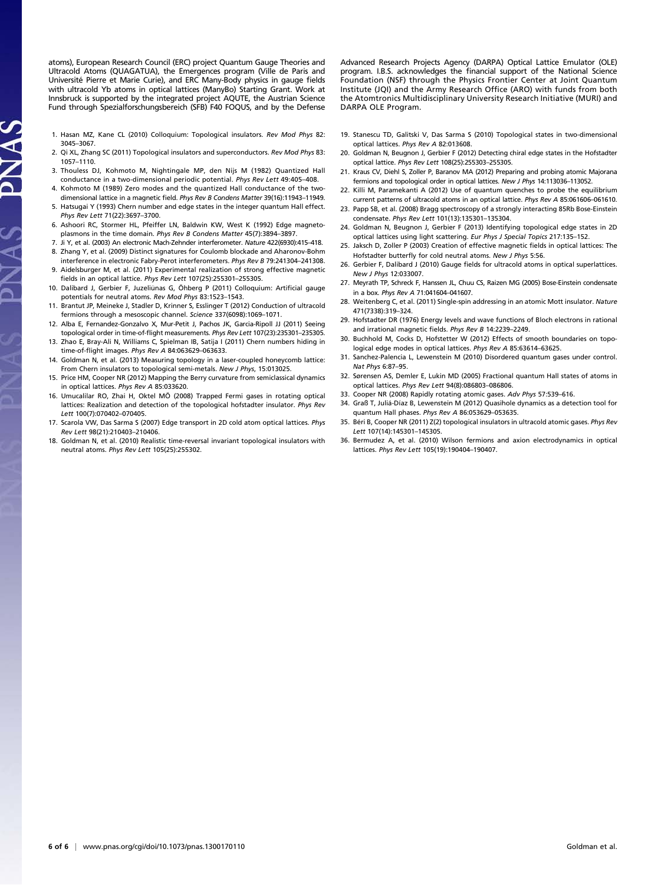atoms), European Research Council (ERC) project Quantum Gauge Theories and Ultracold Atoms (QUAGATUA), the Emergences program (Ville de Paris and Université Pierre et Marie Curie), and ERC Many-Body physics in gauge fields with ultracold Yb atoms in optical lattices (ManyBo) Starting Grant. Work at Innsbruck is supported by the integrated project AQUTE, the Austrian Science Fund through Spezialforschungsbereich (SFB) F40 FOQUS, and by the Defense Advanced Research Projects Agency (DARPA) Optical Lattice Emulator (OLE) program. I.B.S. acknowledges the financial support of the National Science Foundation (NSF) through the Physics Frontier Center at Joint Quantum Institute (JQI) and the Army Research Office (ARO) with funds from both the Atomtronics Multidisciplinary University Research Initiative (MURI) and DARPA OLE Program.

1. Hasan MZ, Kane CL (2010) Colloquium: Topological insulators. *Rev Mod Phys* 82: 3045–3067.
2. Qi XL, Zhang SC (2011) Topological insulators and superconductors. *Rev Mod Phys* 83: 1057–1110.
3. Thouless DJ, Kohmoto M, Nightingale MP, den Nijs M (1982) Quantized Hall conductance in a two-dimensional periodic potential. *Phys Rev Lett* 49:405–408.
4. Kohmoto M (1989) Zero modes and the quantized Hall conductance of the two-dimensional lattice in a magnetic field. *Phys Rev B Condens Matter* 39(16):11943–11949.
5. Hatsugai Y (1993) Chern number and edge states in the integer quantum Hall effect. *Phys Rev Lett* 71(22):3697–3700.
6. Ashoori RC, Stormer HL, Pfeiffer LN, Baldwin KW, West K (1992) Edge magnetoplasmons in the time domain. *Phys Rev B Condens Matter* 45(7):3894–3897.
7. Ji Y, et al. (2003) An electronic Mach-Zehnder interferometer. *Nature* 422(6930):415–418.
8. Zhang Y, et al. (2009) Distinct signatures for Coulomb blockade and Aharonov-Bohm interference in electronic Fabry-Perot interferometers. *Phys Rev B* 79:241304–241308.
9. Aidelsburger M, et al. (2011) Experimental realization of strong effective magnetic fields in an optical lattice. *Phys Rev Lett* 107(25):255301–255305.
10. Dalibard J, Gerbier F, Juzeliūnas G, Öhberg P (2011) Colloquium: Artificial gauge potentials for neutral atoms. *Rev Mod Phys* 83:1523–1543.
11. Brantut JP, Meineke J, Stadler D, Krinner S, Esslinger T (2012) Conduction of ultracold fermions through a mesoscopic channel. *Science* 337(6098):1069–1071.
12. Alba E, Fernandez-Gonzalvo X, Mur-Petit J, Pachos JK, Garcia-Ripoll JJ (2011) Seeing topological order in time-of-flight measurements. *Phys Rev Lett* 107(23):235301–235305.
13. Zhao E, Bray-Ali N, Williams C, Spielman IB, Satija I (2011) Chern numbers hiding in time-of-flight images. *Phys Rev A* 84:063629–063633.
14. Goldman N, et al. (2013) Measuring topology in a laser-coupled honeycomb lattice: From Chern insulators to topological semi-metals. *New J Phys*, 15:013025.
15. Price HM, Cooper NR (2012) Mapping the Berry curvature from semiclassical dynamics in optical lattices. *Phys Rev A* 85:033620.
16. Umucalilar RO, Zhai H, Oktel MÖ (2008) Trapped Fermi gases in rotating optical lattices: Realization and detection of the topological hofstadter insulator. *Phys Rev Lett* 100(7):070402–070405.
17. Scarola VW, Das Sarma S (2007) Edge transport in 2D cold atom optical lattices. *Phys Rev Lett* 98(21):210403–210406.
18. Goldman N, et al. (2010) Realistic time-reversal invariant topological insulators with neutral atoms. *Phys Rev Lett* 105(25):255302.
19. Stanescu TD, Galitski V, Das Sarma S (2010) Topological states in two-dimensional optical lattices. *Phys Rev A* 82:013608.
20. Goldman N, Beugnon J, Gerbier F (2012) Detecting chiral edge states in the Hofstadter optical lattice. *Phys Rev Lett* 108(25):255303–255305.
21. Kraus CV, Diehl S, Zoller P, Baranov MA (2012) Preparing and probing atomic Majorana fermions and topological order in optical lattices. *New J Phys* 14:113036–113052.
22. Killi M, Paramekanti A (2012) Use of quantum quenches to probe the equilibrium current patterns of ultracold atoms in an optical lattice. *Phys Rev A* 85:061606–061610.
23. Papp SB, et al. (2008) Bragg spectroscopy of a strongly interacting 85Rb Bose-Einstein condensate. *Phys Rev Lett* 101(13):135301–135304.
24. Goldman N, Beugnon J, Gerbier F (2013) Identifying topological edge states in 2D optical lattices using light scattering. *Eur Phys J Special Topics* 217:135–152.
25. Jaksch D, Zoller P (2003) Creation of effective magnetic fields in optical lattices: The Hofstadter butterfly for cold neutral atoms. *New J Phys* 5:56.
26. Gerbier F, Dalibard J (2010) Gauge fields for ultracold atoms in optical superlattices. *New J Phys* 12:033007.
27. Meyrath TP, Schreck F, Hanssen JL, Chuu CS, Raizen MG (2005) Bose-Einstein condensate in a box. *Phys Rev A* 71:041604–041607.
28. Weitenberg C, et al. (2011) Single-spin addressing in an atomic Mott insulator. *Nature* 471(7338):319–324.
29. Hofstadter DR (1976) Energy levels and wave functions of Bloch electrons in rational and irrational magnetic fields. *Phys Rev B* 14:2239–2249.
30. Buchhold M, Cocks D, Hofstetter W (2012) Effects of smooth boundaries on topological edge modes in optical lattices. *Phys Rev A* 85:63614–63625.
31. Sanchez-Palencia L, Lewenstein M (2010) Disordered quantum gases under control. *Nat Phys* 6:87–95.
32. Sørensen AS, Demler E, Lukin MD (2005) Fractional quantum Hall states of atoms in optical lattices. *Phys Rev Lett* 94(8):086803–086806.
33. Cooper NR (2008) Rapidly rotating atomic gases. *Adv Phys* 57:539–616.
34. Graß T, Juliá-Díaz B, Lewenstein M (2012) Quasihole dynamics as a detection tool for quantum Hall phases. *Phys Rev A* 86:053629–053635.
35. Béri B, Cooper NR (2011) Z(2) topological insulators in ultracold atomic gases. *Phys Rev Lett* 107(14):145301–145305.
36. Bermudez A, et al. (2010) Wilson fermions and axion electrodynamics in optical lattices. *Phys Rev Lett* 105(19):190404–190407.